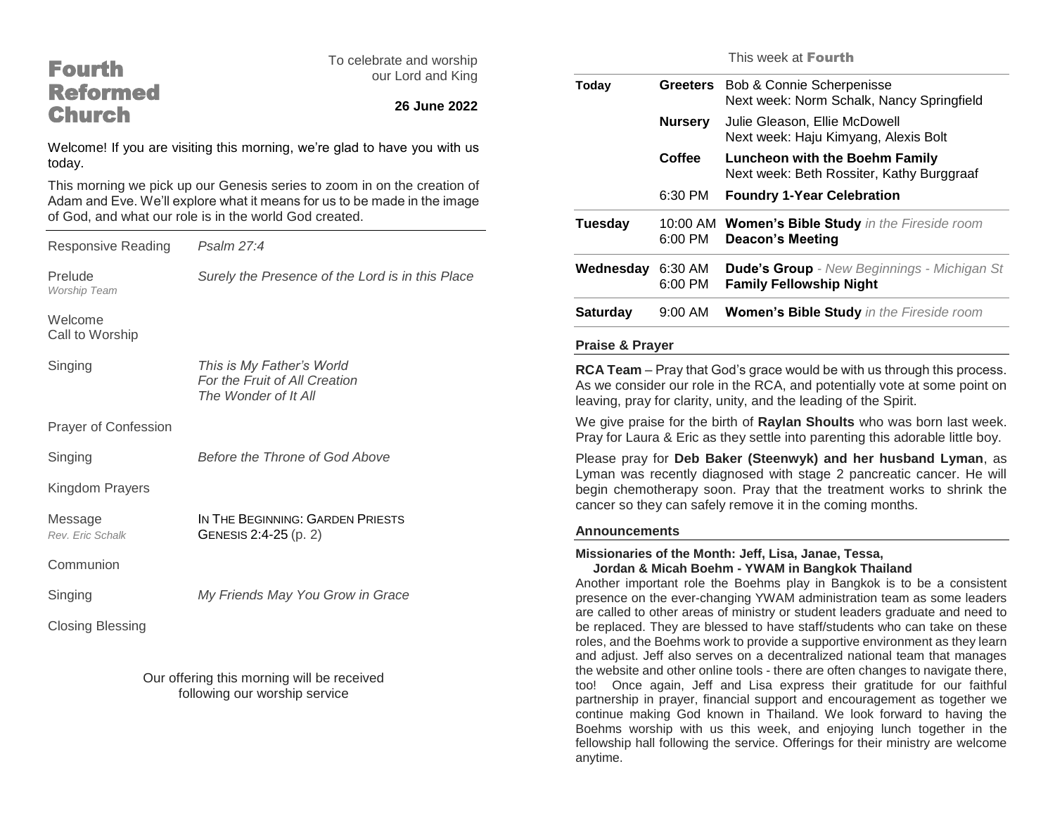# Fourth Reformed Church

To celebrate and worship our Lord and King

**26 June 2022**

Welcome! If you are visiting this morning, we're glad to have you with us today.

This morning we pick up our Genesis series to zoom in on the creation of Adam and Eve. We'll explore what it means for us to be made in the image of God, and what our role is in the world God created.

| | |
|---|---|
| Responsive Reading | *Psalm 27:4* |
| Prelude *Worship Team* | *Surely the Presence of the Lord is in this Place* |
| Welcome | |
| Call to Worship | |
| Singing | *This is My Father's World*<br>*For the Fruit of All Creation*<br>*The Wonder of It All* |
| Prayer of Confession | |
| Singing | *Before the Throne of God Above* |
| Kingdom Prayers | |
| Message *Rev. Eric Schalk* | IN THE BEGINNING: GARDEN PRIESTS<br>GENESIS 2:4-25 (p. 2) |
| Communion | |
| Singing | *My Friends May You Grow in Grace* |
| Closing Blessing | |

Our offering this morning will be received following our worship service

## This week at Fourth

| | | |
|---|---|---|
| **Today** | **Greeters** | Bob & Connie Scherpenisse<br>Next week: Norm Schalk, Nancy Springfield |
| | **Nursery** | Julie Gleason, Ellie McDowell<br>Next week: Haju Kimyang, Alexis Bolt |
| | **Coffee** | **Luncheon with the Boehm Family**<br>Next week: Beth Rossiter, Kathy Burggraaf |
| | 6:30 PM | **Foundry 1-Year Celebration** |
| **Tuesday** | 10:00 AM | **Women's Bible Study** *in the Fireside room* |
| | 6:00 PM | **Deacon's Meeting** |
| **Wednesday** | 6:30 AM | **Dude's Group** *- New Beginnings - Michigan St* |
| | 6:00 PM | **Family Fellowship Night** |
| **Saturday** | 9:00 AM | **Women's Bible Study** *in the Fireside room* |

### Praise & Prayer

**RCA Team** – Pray that God's grace would be with us through this process. As we consider our role in the RCA, and potentially vote at some point on leaving, pray for clarity, unity, and the leading of the Spirit.

We give praise for the birth of **Raylan Shoults** who was born last week. Pray for Laura & Eric as they settle into parenting this adorable little boy.

Please pray for **Deb Baker (Steenwyk) and her husband Lyman**, as Lyman was recently diagnosed with stage 2 pancreatic cancer. He will begin chemotherapy soon. Pray that the treatment works to shrink the cancer so they can safely remove it in the coming months.

### Announcements

**Missionaries of the Month: Jeff, Lisa, Janae, Tessa, Jordan & Micah Boehm - YWAM in Bangkok Thailand**

Another important role the Boehms play in Bangkok is to be a consistent presence on the ever-changing YWAM administration team as some leaders are called to other areas of ministry or student leaders graduate and need to be replaced. They are blessed to have staff/students who can take on these roles, and the Boehms work to provide a supportive environment as they learn and adjust. Jeff also serves on a decentralized national team that manages the website and other online tools - there are often changes to navigate there, too! Once again, Jeff and Lisa express their gratitude for our faithful partnership in prayer, financial support and encouragement as together we continue making God known in Thailand. We look forward to having the Boehms worship with us this week, and enjoying lunch together in the fellowship hall following the service. Offerings for their ministry are welcome anytime.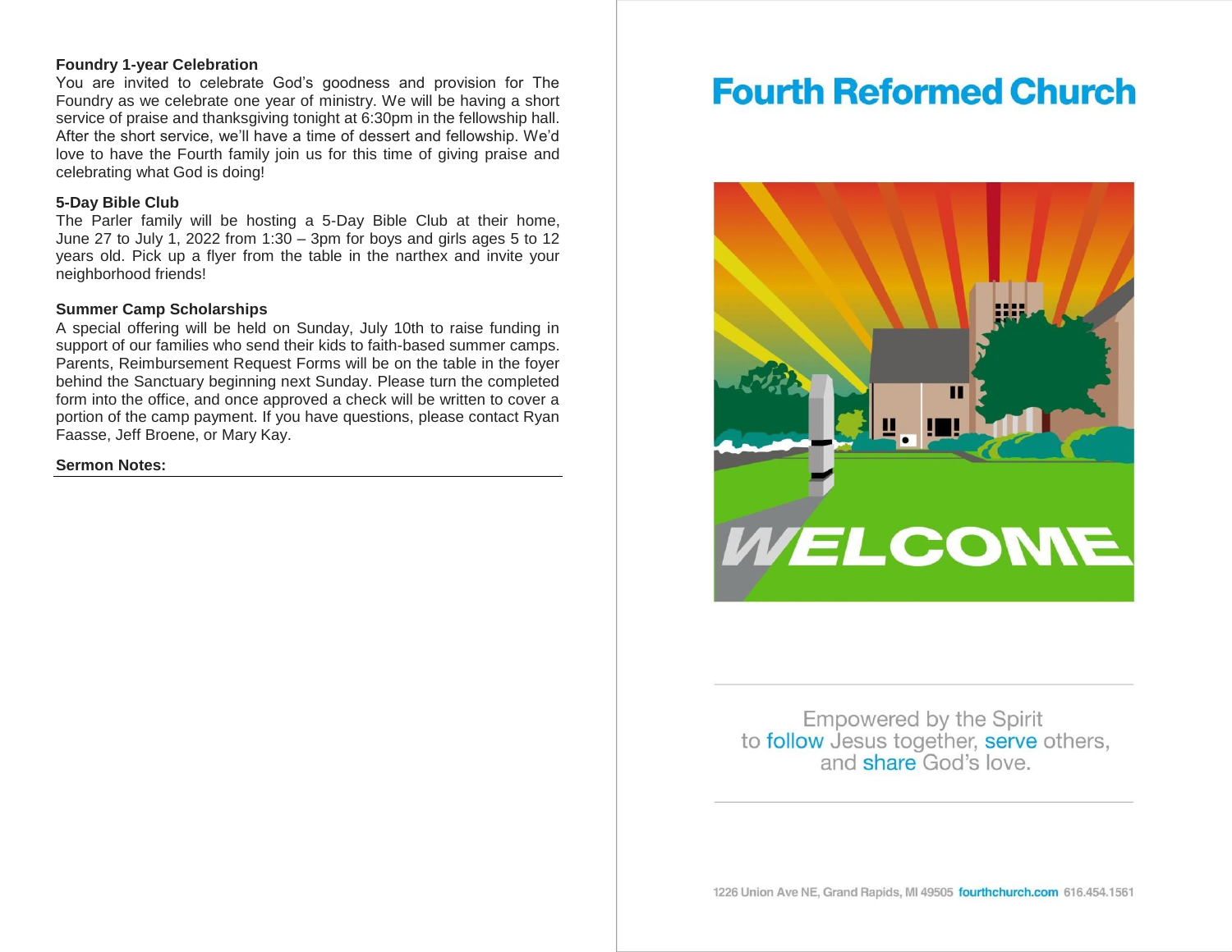**Foundry 1-year Celebration**

You are invited to celebrate God's goodness and provision for The Foundry as we celebrate one year of ministry. We will be having a short service of praise and thanksgiving tonight at 6:30pm in the fellowship hall. After the short service, we'll have a time of dessert and fellowship. We'd love to have the Fourth family join us for this time of giving praise and celebrating what God is doing!

**5-Day Bible Club**

The Parler family will be hosting a 5-Day Bible Club at their home, June 27 to July 1, 2022 from 1:30 – 3pm for boys and girls ages 5 to 12 years old. Pick up a flyer from the table in the narthex and invite your neighborhood friends!

**Summer Camp Scholarships**

A special offering will be held on Sunday, July 10th to raise funding in support of our families who send their kids to faith-based summer camps. Parents, Reimbursement Request Forms will be on the table in the foyer behind the Sanctuary beginning next Sunday. Please turn the completed form into the office, and once approved a check will be written to cover a portion of the camp payment. If you have questions, please contact Ryan Faasse, Jeff Broene, or Mary Kay.

**Sermon Notes:**

---

# Fourth Reformed Church

WELCOME

Empowered by the Spirit
to follow Jesus together, serve others,
and share God's love.

1226 Union Ave NE, Grand Rapids, MI 49505 fourthchurch.com 616.454.1561